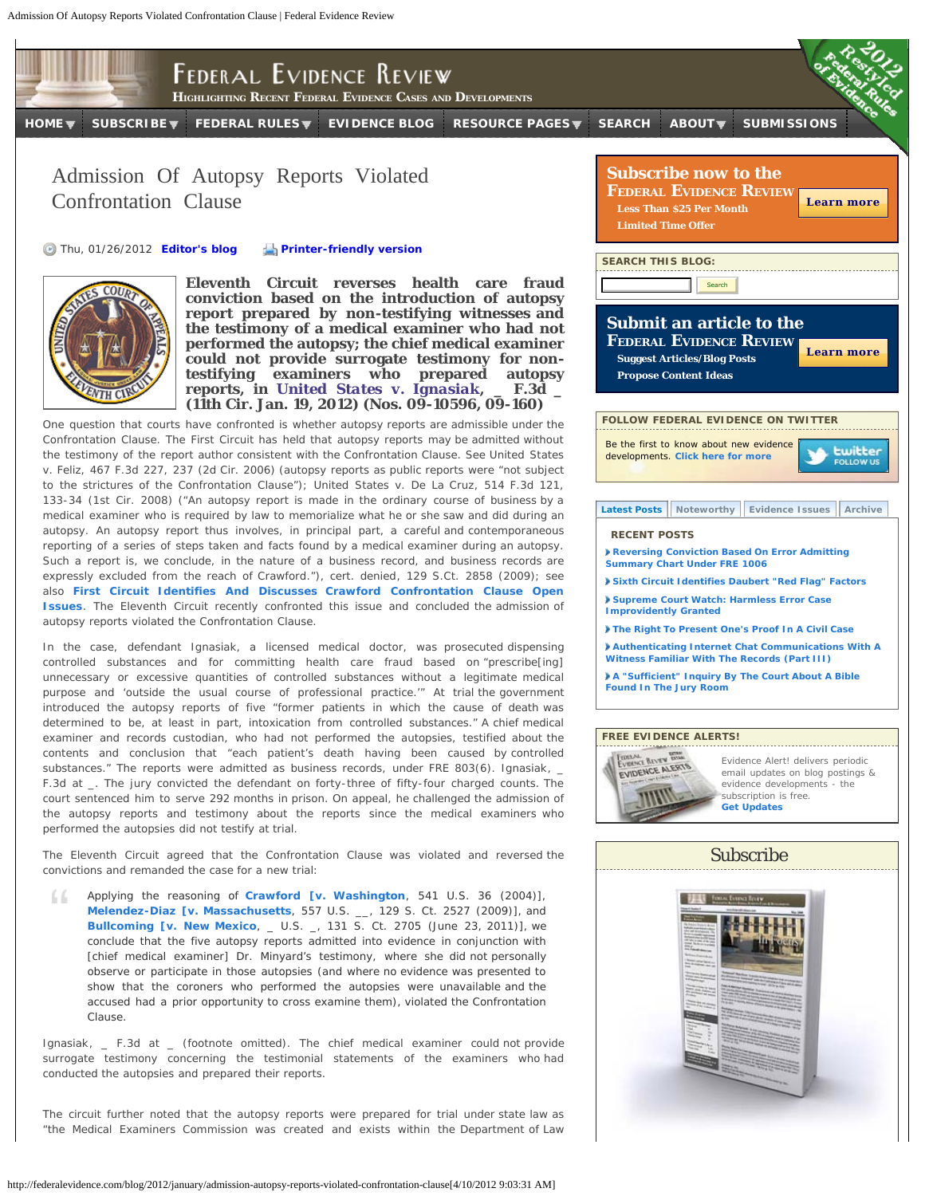# Admission Of Autopsy Reports Violated Confrontation Clause

Thu, 01/26/2012 Editor's blog Printer-friendly version

**Eleventh Circuit reverses health care fraud conviction based on the introduction of autopsy report prepared by non-testifying witnesses and the testimony of a medical examiner who had not performed the autopsy; the chief medical examiner could not provide surrogate testimony for non-testifying examiners who prepared autopsy reports, in United States v. Ignasiak, _ F.3d _ (11th Cir. Jan. 19, 2012) (Nos. 09-10596, 09-160)**

One question that courts have confronted is whether autopsy reports are admissible under the Confrontation Clause. The First Circuit has held that autopsy reports may be admitted without the testimony of the report author consistent with the Confrontation Clause. See United States v. Feliz, 467 F.3d 227, 237 (2d Cir. 2006) (autopsy reports as public reports were "not subject to the strictures of the Confrontation Clause"); United States v. De La Cruz, 514 F.3d 121, 133-34 (1st Cir. 2008) ("An autopsy report is made in the ordinary course of business by a medical examiner who is required by law to memorialize what he or she saw and did during an autopsy. An autopsy report thus involves, in principal part, a careful and contemporaneous reporting of a series of steps taken and facts found by a medical examiner during an autopsy. Such a report is, we conclude, in the nature of a business record, and business records are expressly excluded from the reach of Crawford."), cert. denied, 129 S.Ct. 2858 (2009); see also **First Circuit Identifies And Discusses Crawford Confrontation Clause Open Issues**. The Eleventh Circuit recently confronted this issue and concluded the admission of autopsy reports violated the Confrontation Clause.

In the case, defendant Ignasiak, a licensed medical doctor, was prosecuted dispensing controlled substances and for committing health care fraud based on "prescribe[ing] unnecessary or excessive quantities of controlled substances without a legitimate medical purpose and 'outside the usual course of professional practice.'" At trial the government introduced the autopsy reports of five "former patients in which the cause of death was determined to be, at least in part, intoxication from controlled substances." A chief medical examiner and records custodian, who had not performed the autopsies, testified about the contents and conclusion that "each patient's death having been caused by controlled substances." The reports were admitted as business records, under FRE 803(6). Ignasiak, _ F.3d at _. The jury convicted the defendant on forty-three of fifty-four charged counts. The court sentenced him to serve 292 months in prison. On appeal, he challenged the admission of the autopsy reports and testimony about the reports since the medical examiners who performed the autopsies did not testify at trial.

The Eleventh Circuit agreed that the Confrontation Clause was violated and reversed the convictions and remanded the case for a new trial:

> Applying the reasoning of **Crawford [v. Washington**, 541 U.S. 36 (2004)], **Melendez-Diaz [v. Massachusetts**, 557 U.S. __, 129 S. Ct. 2527 (2009)], and **Bullcoming [v. New Mexico**, _ U.S. _, 131 S. Ct. 2705 (June 23, 2011)], we conclude that the five autopsy reports admitted into evidence in conjunction with [chief medical examiner] Dr. Minyard's testimony, where she did not personally observe or participate in those autopsies (and where no evidence was presented to show that the coroners who performed the autopsies were unavailable and the accused had a prior opportunity to cross examine them), violated the Confrontation Clause.

Ignasiak, _ F.3d at _ (footnote omitted). The chief medical examiner could not provide surrogate testimony concerning the testimonial statements of the examiners who had conducted the autopsies and prepared their reports.

The circuit further noted that the autopsy reports were prepared for trial under state law as "the Medical Examiners Commission was created and exists within the Department of Law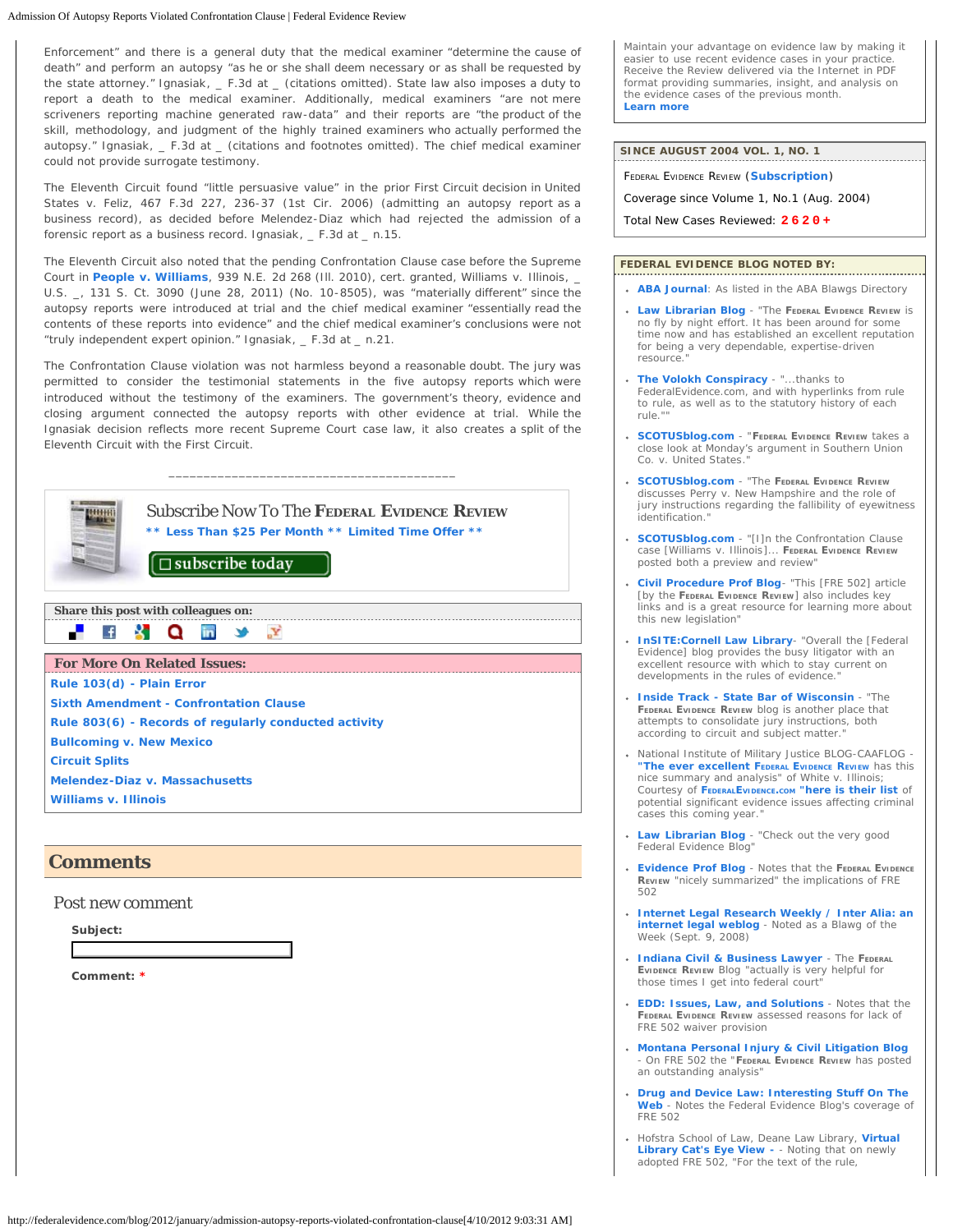Enforcement" and there is a general duty that the medical examiner "determine the cause of death" and perform an autopsy "as he or she shall deem necessary or as shall be requested by the state attorney." Ignasiak, _ F.3d at _ (citations omitted). State law also imposes a duty to report a death to the medical examiner. Additionally, medical examiners "are not mere scriveners reporting machine generated raw-data" and their reports are "the product of the skill, methodology, and judgment of the highly trained examiners who actually performed the autopsy." Ignasiak, _ F.3d at _ (citations and footnotes omitted). The chief medical examiner could not provide surrogate testimony.

The Eleventh Circuit found "little persuasive value" in the prior First Circuit decision in United States v. Feliz, 467 F.3d 227, 236-37 (1st Cir. 2006) (admitting an autopsy report as a business record), as decided before Melendez-Diaz which had rejected the admission of a forensic report as a business record. Ignasiak, _ F.3d at _ n.15.

The Eleventh Circuit also noted that the pending Confrontation Clause case before the Supreme Court in **People v. Williams**, 939 N.E. 2d 268 (Ill. 2010), cert. granted, Williams v. Illinois, _ U.S. _, 131 S. Ct. 3090 (June 28, 2011) (No. 10-8505), was "materially different" since the autopsy reports were introduced at trial and the chief medical examiner "essentially read the contents of these reports into evidence" and the chief medical examiner's conclusions were not "truly independent expert opinion." Ignasiak, _ F.3d at _ n.21.

The Confrontation Clause violation was not harmless beyond a reasonable doubt. The jury was permitted to consider the testimonial statements in the five autopsy reports which were introduced without the testimony of the examiners. The government's theory, evidence and closing argument connected the autopsy reports with other evidence at trial. While the Ignasiak decision reflects more recent Supreme Court case law, it also creates a split of the Eleventh Circuit with the First Circuit.

---

Subscribe Now To The FEDERAL EVIDENCE REVIEW

** Less Than $25 Per Month ** Limited Time Offer **

subscribe today

**Share this post with colleagues on:**

**For More On Related Issues:**

- Rule 103(d) - Plain Error
- Sixth Amendment - Confrontation Clause
- Rule 803(6) - Records of regularly conducted activity
- Bullcoming v. New Mexico
- Circuit Splits
- Melendez-Diaz v. Massachusetts
- Williams v. Illinois

## Comments

### Post new comment

**Subject:**

**Comment:** *

---

Maintain your advantage on evidence law by making it easier to use recent evidence cases in your practice. Receive the Review delivered via the Internet in PDF format providing summaries, insight, and analysis on the evidence cases of the previous month. **Learn more**

**SINCE AUGUST 2004 VOL. 1, NO. 1**

FEDERAL EVIDENCE REVIEW (**Subscription**)

Coverage since Volume 1, No.1 (Aug. 2004)

Total New Cases Reviewed: **2620+**

**FEDERAL EVIDENCE BLOG NOTED BY:**

- **ABA Journal**: As listed in the ABA Blawgs Directory
- **Law Librarian Blog** - "The FEDERAL EVIDENCE REVIEW is no fly by night effort. It has been around for some time now and has established an excellent reputation for being a very dependable, expertise-driven resource."
- **The Volokh Conspiracy** - "...thanks to FederalEvidence.com, and with hyperlinks from rule to rule, as well as to the statutory history of each rule.""
- **SCOTUSblog.com** - "FEDERAL EVIDENCE REVIEW takes a close look at Monday's argument in Southern Union Co. v. United States."
- **SCOTUSblog.com** - "The FEDERAL EVIDENCE REVIEW discusses Perry v. New Hampshire and the role of jury instructions regarding the fallibility of eyewitness identification."
- **SCOTUSblog.com** - "[I]n the Confrontation Clause case [Williams v. Illinois]... FEDERAL EVIDENCE REVIEW posted both a preview and review"
- **Civil Procedure Prof Blog**- "This [FRE 502] article [by the FEDERAL EVIDENCE REVIEW] also includes key links and is a great resource for learning more about this new legislation"
- **InSITE:Cornell Law Library**- "Overall the [Federal Evidence] blog provides the busy litigator with an excellent resource with which to stay current on developments in the rules of evidence."
- **Inside Track - State Bar of Wisconsin** - "The FEDERAL EVIDENCE REVIEW blog is another place that attempts to consolidate jury instructions, both according to circuit and subject matter."
- National Institute of Military Justice BLOG-CAAFLOG - **"The ever excellent FEDERAL EVIDENCE REVIEW** has this nice summary and analysis" of White v. Illinois; Courtesy of **FEDERALEVIDENCE.COM "here is their list** of potential significant evidence issues affecting criminal cases this coming year."
- **Law Librarian Blog** - "Check out the very good Federal Evidence Blog"
- **Evidence Prof Blog** - Notes that the FEDERAL EVIDENCE REVIEW "nicely summarized" the implications of FRE 502
- **Internet Legal Research Weekly / Inter Alia: an internet legal weblog** - Noted as a Blawg of the Week (Sept. 9, 2008)
- **Indiana Civil & Business Lawyer** - The FEDERAL EVIDENCE REVIEW Blog "actually is very helpful for those times I get into federal court"
- **EDD: Issues, Law, and Solutions** - Notes that the FEDERAL EVIDENCE REVIEW assessed reasons for lack of FRE 502 waiver provision
- **Montana Personal Injury & Civil Litigation Blog** - On FRE 502 the "FEDERAL EVIDENCE REVIEW has posted an outstanding analysis"
- **Drug and Device Law: Interesting Stuff On The Web** - Notes the Federal Evidence Blog's coverage of FRE 502
- Hofstra School of Law, Deane Law Library, **Virtual Library Cat's Eye View -** - Noting that on newly adopted FRE 502, "For the text of the rule,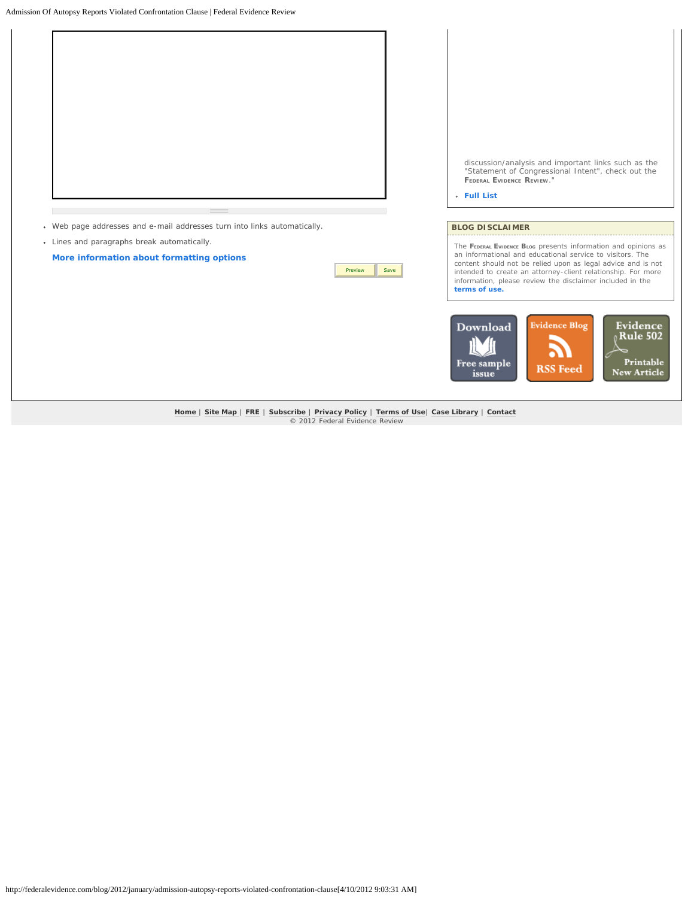- Web page addresses and e-mail addresses turn into links automatically.
- Lines and paragraphs break automatically.

**More information about formatting options**

Preview Save

discussion/analysis and important links such as the "Statement of Congressional Intent", check out the FEDERAL EVIDENCE REVIEW."

- **Full List**

**BLOG DISCLAIMER**

The FEDERAL EVIDENCE BLOG presents information and opinions as an informational and educational service to visitors. The content should not be relied upon as legal advice and is not intended to create an attorney-client relationship. For more information, please review the disclaimer included in the **terms of use.**

Download Free sample issue

Evidence Blog RSS Feed

Evidence Rule 502 Printable New Article

**Home** | **Site Map** | **FRE** | **Subscribe** | **Privacy Policy** | **Terms of Use**| **Case Library** | **Contact**

© 2012 Federal Evidence Review